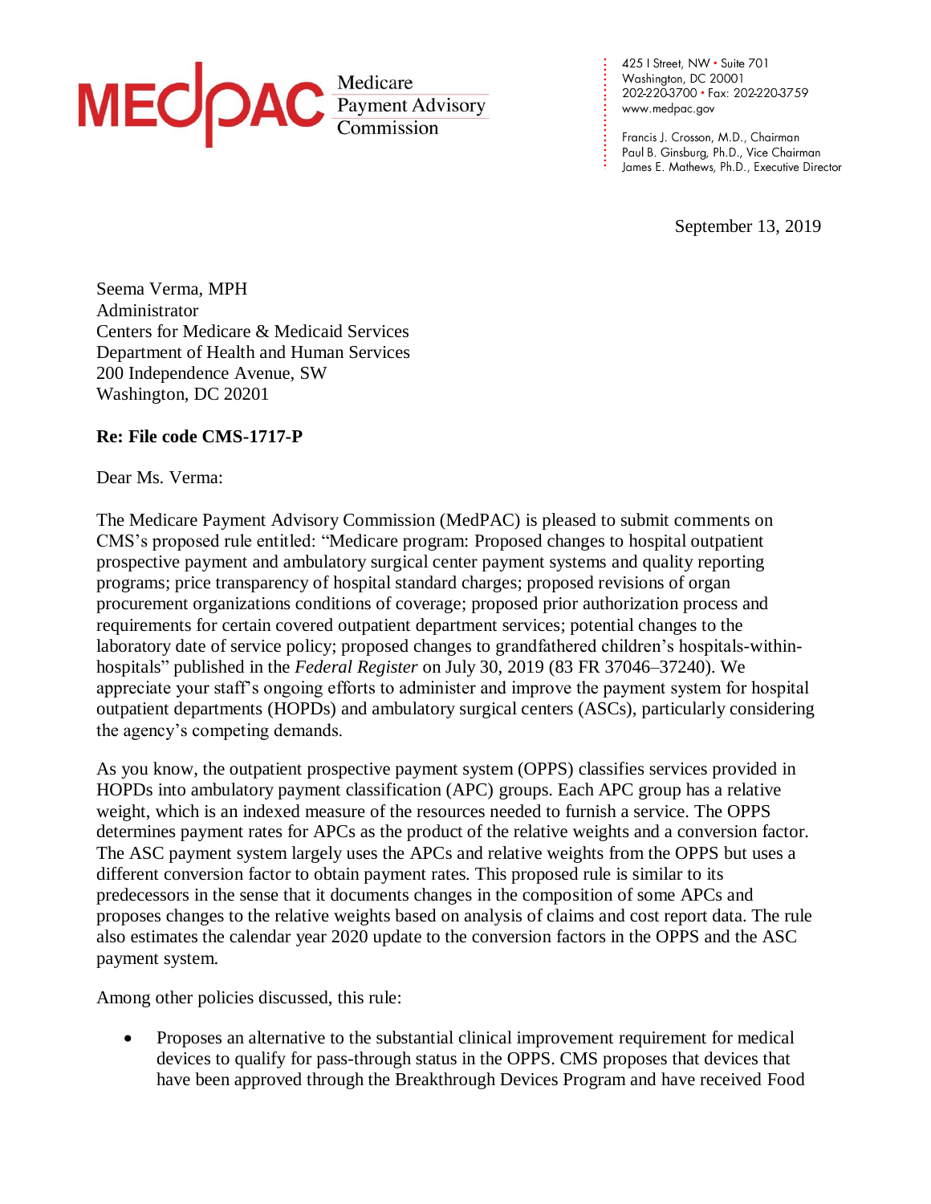MEDPAC Medicare Payment Advisory Commission

425 I Street, NW • Suite 701
Washington, DC 20001
202-220-3700 • Fax: 202-220-3759
www.medpac.gov

Francis J. Crosson, M.D., Chairman
Paul B. Ginsburg, Ph.D., Vice Chairman
James E. Mathews, Ph.D., Executive Director

September 13, 2019

Seema Verma, MPH
Administrator
Centers for Medicare & Medicaid Services
Department of Health and Human Services
200 Independence Avenue, SW
Washington, DC 20201

**Re: File code CMS-1717-P**

Dear Ms. Verma:

The Medicare Payment Advisory Commission (MedPAC) is pleased to submit comments on CMS's proposed rule entitled: "Medicare program: Proposed changes to hospital outpatient prospective payment and ambulatory surgical center payment systems and quality reporting programs; price transparency of hospital standard charges; proposed revisions of organ procurement organizations conditions of coverage; proposed prior authorization process and requirements for certain covered outpatient department services; potential changes to the laboratory date of service policy; proposed changes to grandfathered children's hospitals-within-hospitals" published in the *Federal Register* on July 30, 2019 (83 FR 37046–37240). We appreciate your staff's ongoing efforts to administer and improve the payment system for hospital outpatient departments (HOPDs) and ambulatory surgical centers (ASCs), particularly considering the agency's competing demands.

As you know, the outpatient prospective payment system (OPPS) classifies services provided in HOPDs into ambulatory payment classification (APC) groups. Each APC group has a relative weight, which is an indexed measure of the resources needed to furnish a service. The OPPS determines payment rates for APCs as the product of the relative weights and a conversion factor. The ASC payment system largely uses the APCs and relative weights from the OPPS but uses a different conversion factor to obtain payment rates. This proposed rule is similar to its predecessors in the sense that it documents changes in the composition of some APCs and proposes changes to the relative weights based on analysis of claims and cost report data. The rule also estimates the calendar year 2020 update to the conversion factors in the OPPS and the ASC payment system.

Among other policies discussed, this rule:

- Proposes an alternative to the substantial clinical improvement requirement for medical devices to qualify for pass-through status in the OPPS. CMS proposes that devices that have been approved through the Breakthrough Devices Program and have received Food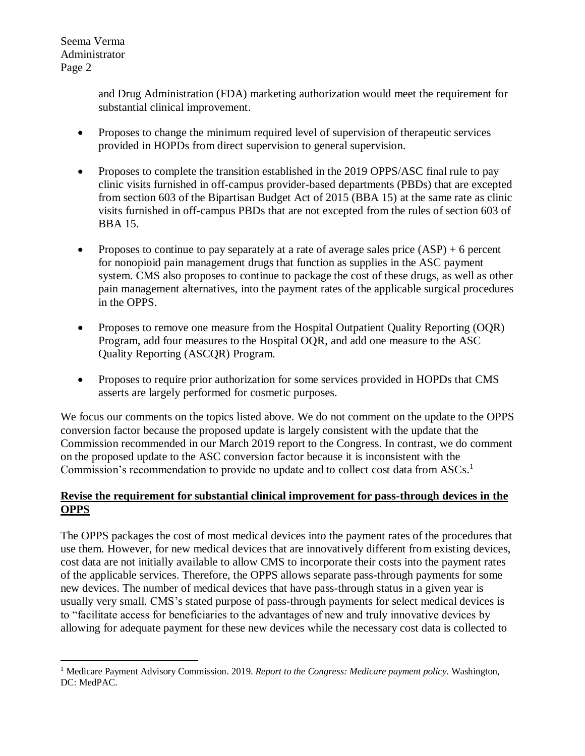and Drug Administration (FDA) marketing authorization would meet the requirement for substantial clinical improvement.

- Proposes to change the minimum required level of supervision of therapeutic services provided in HOPDs from direct supervision to general supervision.
- Proposes to complete the transition established in the 2019 OPPS/ASC final rule to pay clinic visits furnished in off-campus provider-based departments (PBDs) that are excepted from section 603 of the Bipartisan Budget Act of 2015 (BBA 15) at the same rate as clinic visits furnished in off-campus PBDs that are not excepted from the rules of section 603 of BBA 15.
- Proposes to continue to pay separately at a rate of average sales price (ASP) + 6 percent for nonopioid pain management drugs that function as supplies in the ASC payment system. CMS also proposes to continue to package the cost of these drugs, as well as other pain management alternatives, into the payment rates of the applicable surgical procedures in the OPPS.
- Proposes to remove one measure from the Hospital Outpatient Quality Reporting (OQR) Program, add four measures to the Hospital OQR, and add one measure to the ASC Quality Reporting (ASCQR) Program.
- Proposes to require prior authorization for some services provided in HOPDs that CMS asserts are largely performed for cosmetic purposes.

We focus our comments on the topics listed above. We do not comment on the update to the OPPS conversion factor because the proposed update is largely consistent with the update that the Commission recommended in our March 2019 report to the Congress. In contrast, we do comment on the proposed update to the ASC conversion factor because it is inconsistent with the Commission's recommendation to provide no update and to collect cost data from ASCs.[1]

## Revise the requirement for substantial clinical improvement for pass-through devices in the OPPS

The OPPS packages the cost of most medical devices into the payment rates of the procedures that use them. However, for new medical devices that are innovatively different from existing devices, cost data are not initially available to allow CMS to incorporate their costs into the payment rates of the applicable services. Therefore, the OPPS allows separate pass-through payments for some new devices. The number of medical devices that have pass-through status in a given year is usually very small. CMS's stated purpose of pass-through payments for select medical devices is to "facilitate access for beneficiaries to the advantages of new and truly innovative devices by allowing for adequate payment for these new devices while the necessary cost data is collected to

[1] Medicare Payment Advisory Commission. 2019. *Report to the Congress: Medicare payment policy*. Washington, DC: MedPAC.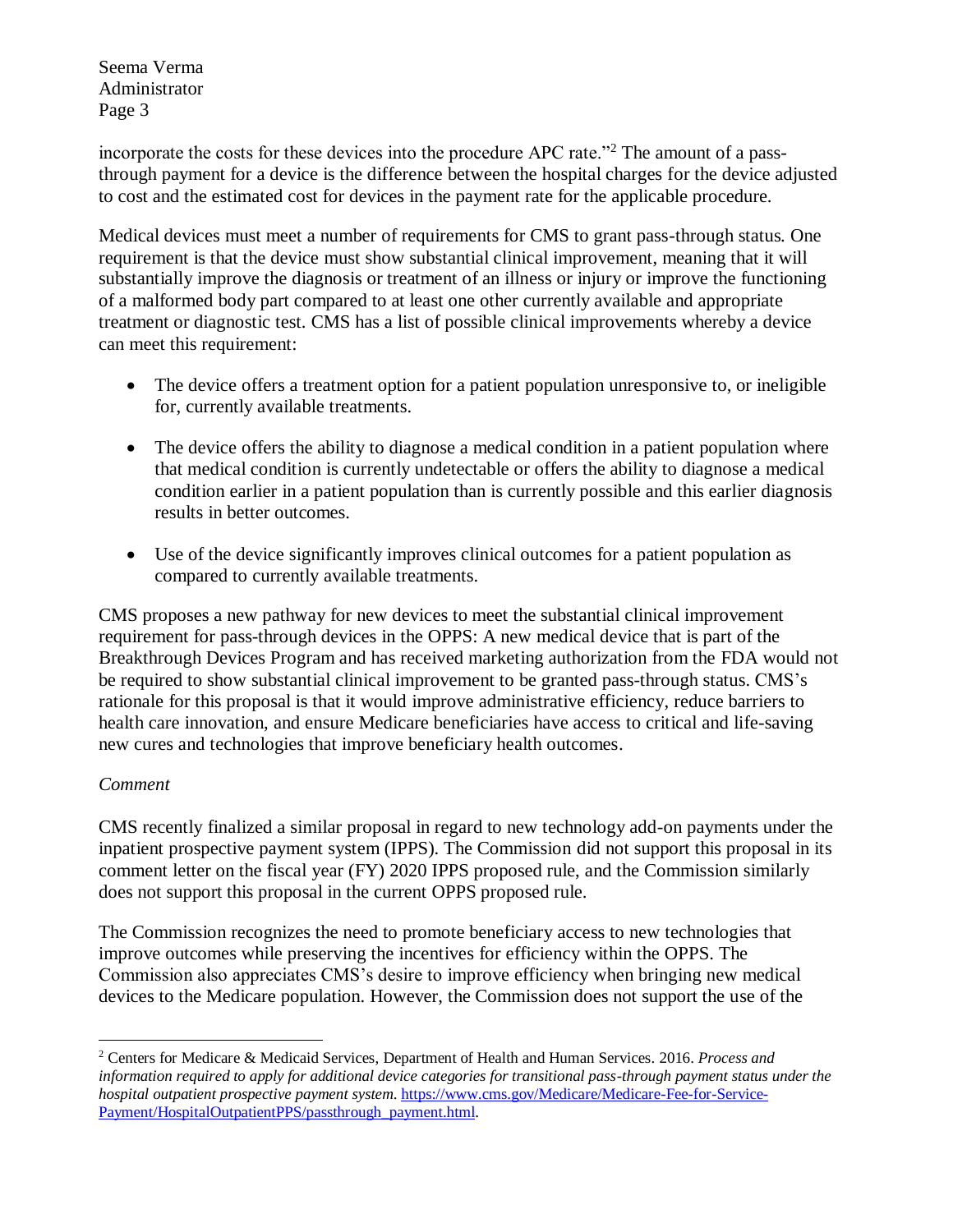incorporate the costs for these devices into the procedure APC rate."[2] The amount of a pass-through payment for a device is the difference between the hospital charges for the device adjusted to cost and the estimated cost for devices in the payment rate for the applicable procedure.

Medical devices must meet a number of requirements for CMS to grant pass-through status. One requirement is that the device must show substantial clinical improvement, meaning that it will substantially improve the diagnosis or treatment of an illness or injury or improve the functioning of a malformed body part compared to at least one other currently available and appropriate treatment or diagnostic test. CMS has a list of possible clinical improvements whereby a device can meet this requirement:

- The device offers a treatment option for a patient population unresponsive to, or ineligible for, currently available treatments.
- The device offers the ability to diagnose a medical condition in a patient population where that medical condition is currently undetectable or offers the ability to diagnose a medical condition earlier in a patient population than is currently possible and this earlier diagnosis results in better outcomes.
- Use of the device significantly improves clinical outcomes for a patient population as compared to currently available treatments.

CMS proposes a new pathway for new devices to meet the substantial clinical improvement requirement for pass-through devices in the OPPS: A new medical device that is part of the Breakthrough Devices Program and has received marketing authorization from the FDA would not be required to show substantial clinical improvement to be granted pass-through status. CMS's rationale for this proposal is that it would improve administrative efficiency, reduce barriers to health care innovation, and ensure Medicare beneficiaries have access to critical and life-saving new cures and technologies that improve beneficiary health outcomes.

*Comment*

CMS recently finalized a similar proposal in regard to new technology add-on payments under the inpatient prospective payment system (IPPS). The Commission did not support this proposal in its comment letter on the fiscal year (FY) 2020 IPPS proposed rule, and the Commission similarly does not support this proposal in the current OPPS proposed rule.

The Commission recognizes the need to promote beneficiary access to new technologies that improve outcomes while preserving the incentives for efficiency within the OPPS. The Commission also appreciates CMS's desire to improve efficiency when bringing new medical devices to the Medicare population. However, the Commission does not support the use of the

---

[2] Centers for Medicare & Medicaid Services, Department of Health and Human Services. 2016. *Process and information required to apply for additional device categories for transitional pass-through payment status under the hospital outpatient prospective payment system*. https://www.cms.gov/Medicare/Medicare-Fee-for-Service-Payment/HospitalOutpatientPPS/passthrough_payment.html.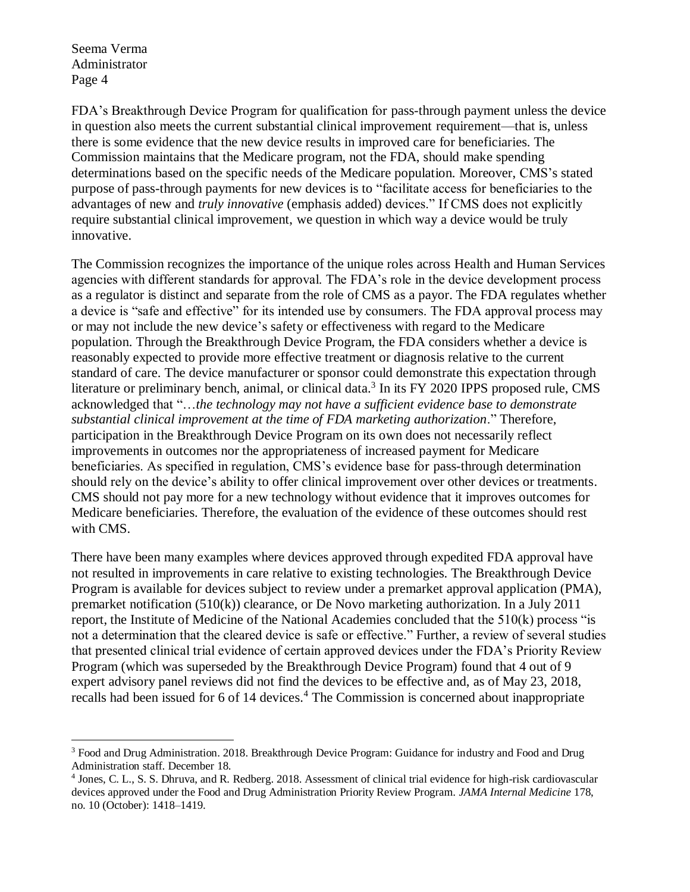FDA's Breakthrough Device Program for qualification for pass-through payment unless the device in question also meets the current substantial clinical improvement requirement—that is, unless there is some evidence that the new device results in improved care for beneficiaries. The Commission maintains that the Medicare program, not the FDA, should make spending determinations based on the specific needs of the Medicare population. Moreover, CMS's stated purpose of pass-through payments for new devices is to "facilitate access for beneficiaries to the advantages of new and *truly innovative* (emphasis added) devices." If CMS does not explicitly require substantial clinical improvement, we question in which way a device would be truly innovative.

The Commission recognizes the importance of the unique roles across Health and Human Services agencies with different standards for approval. The FDA's role in the device development process as a regulator is distinct and separate from the role of CMS as a payor. The FDA regulates whether a device is "safe and effective" for its intended use by consumers. The FDA approval process may or may not include the new device's safety or effectiveness with regard to the Medicare population. Through the Breakthrough Device Program, the FDA considers whether a device is reasonably expected to provide more effective treatment or diagnosis relative to the current standard of care. The device manufacturer or sponsor could demonstrate this expectation through literature or preliminary bench, animal, or clinical data.[3] In its FY 2020 IPPS proposed rule, CMS acknowledged that "*…the technology may not have a sufficient evidence base to demonstrate substantial clinical improvement at the time of FDA marketing authorization*." Therefore, participation in the Breakthrough Device Program on its own does not necessarily reflect improvements in outcomes nor the appropriateness of increased payment for Medicare beneficiaries. As specified in regulation, CMS's evidence base for pass-through determination should rely on the device's ability to offer clinical improvement over other devices or treatments. CMS should not pay more for a new technology without evidence that it improves outcomes for Medicare beneficiaries. Therefore, the evaluation of the evidence of these outcomes should rest with CMS.

There have been many examples where devices approved through expedited FDA approval have not resulted in improvements in care relative to existing technologies. The Breakthrough Device Program is available for devices subject to review under a premarket approval application (PMA), premarket notification (510(k)) clearance, or De Novo marketing authorization. In a July 2011 report, the Institute of Medicine of the National Academies concluded that the 510(k) process "is not a determination that the cleared device is safe or effective." Further, a review of several studies that presented clinical trial evidence of certain approved devices under the FDA's Priority Review Program (which was superseded by the Breakthrough Device Program) found that 4 out of 9 expert advisory panel reviews did not find the devices to be effective and, as of May 23, 2018, recalls had been issued for 6 of 14 devices.[4] The Commission is concerned about inappropriate

---

[3] Food and Drug Administration. 2018. Breakthrough Device Program: Guidance for industry and Food and Drug Administration staff. December 18.

[4] Jones, C. L., S. S. Dhruva, and R. Redberg. 2018. Assessment of clinical trial evidence for high-risk cardiovascular devices approved under the Food and Drug Administration Priority Review Program. *JAMA Internal Medicine* 178, no. 10 (October): 1418–1419.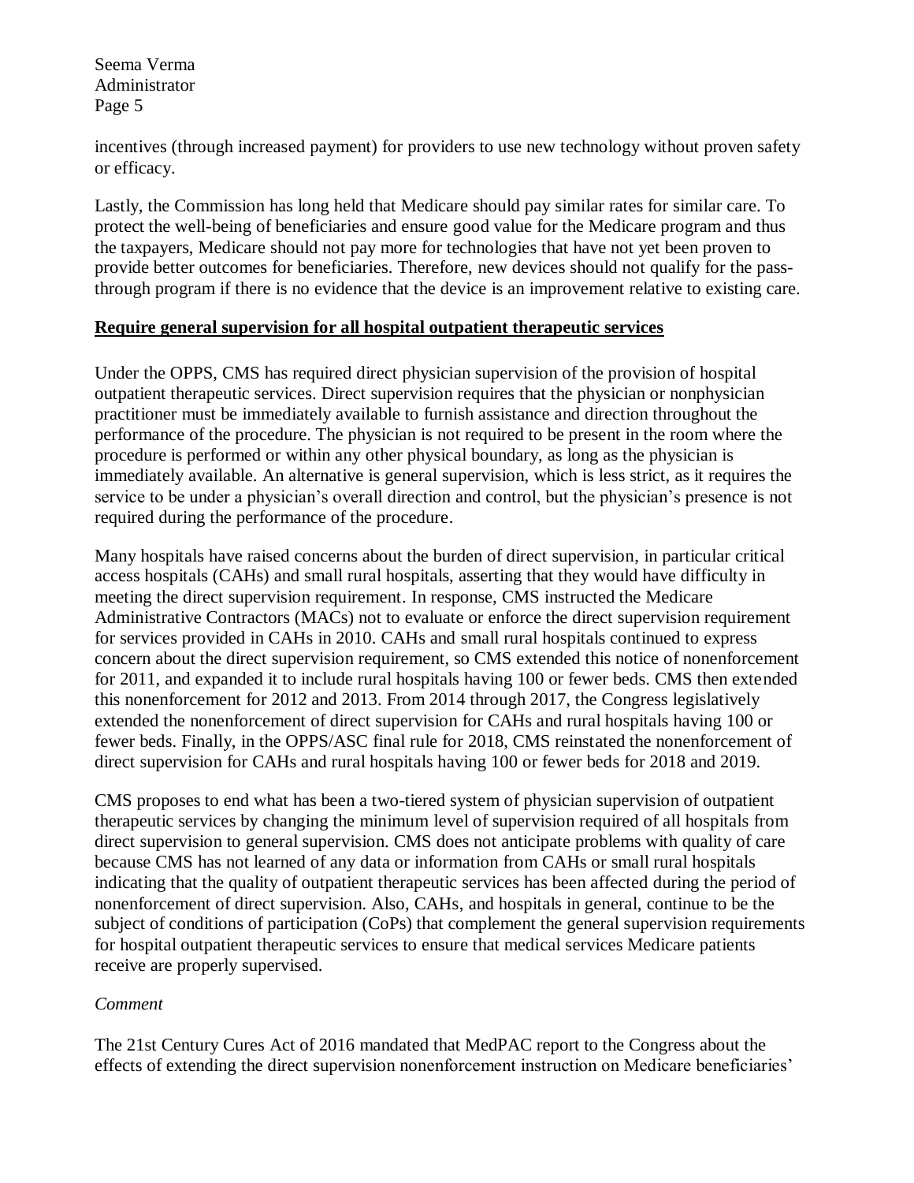incentives (through increased payment) for providers to use new technology without proven safety or efficacy.

Lastly, the Commission has long held that Medicare should pay similar rates for similar care. To protect the well-being of beneficiaries and ensure good value for the Medicare program and thus the taxpayers, Medicare should not pay more for technologies that have not yet been proven to provide better outcomes for beneficiaries. Therefore, new devices should not qualify for the pass-through program if there is no evidence that the device is an improvement relative to existing care.

**Require general supervision for all hospital outpatient therapeutic services**

Under the OPPS, CMS has required direct physician supervision of the provision of hospital outpatient therapeutic services. Direct supervision requires that the physician or nonphysician practitioner must be immediately available to furnish assistance and direction throughout the performance of the procedure. The physician is not required to be present in the room where the procedure is performed or within any other physical boundary, as long as the physician is immediately available. An alternative is general supervision, which is less strict, as it requires the service to be under a physician's overall direction and control, but the physician's presence is not required during the performance of the procedure.

Many hospitals have raised concerns about the burden of direct supervision, in particular critical access hospitals (CAHs) and small rural hospitals, asserting that they would have difficulty in meeting the direct supervision requirement. In response, CMS instructed the Medicare Administrative Contractors (MACs) not to evaluate or enforce the direct supervision requirement for services provided in CAHs in 2010. CAHs and small rural hospitals continued to express concern about the direct supervision requirement, so CMS extended this notice of nonenforcement for 2011, and expanded it to include rural hospitals having 100 or fewer beds. CMS then extended this nonenforcement for 2012 and 2013. From 2014 through 2017, the Congress legislatively extended the nonenforcement of direct supervision for CAHs and rural hospitals having 100 or fewer beds. Finally, in the OPPS/ASC final rule for 2018, CMS reinstated the nonenforcement of direct supervision for CAHs and rural hospitals having 100 or fewer beds for 2018 and 2019.

CMS proposes to end what has been a two-tiered system of physician supervision of outpatient therapeutic services by changing the minimum level of supervision required of all hospitals from direct supervision to general supervision. CMS does not anticipate problems with quality of care because CMS has not learned of any data or information from CAHs or small rural hospitals indicating that the quality of outpatient therapeutic services has been affected during the period of nonenforcement of direct supervision. Also, CAHs, and hospitals in general, continue to be the subject of conditions of participation (CoPs) that complement the general supervision requirements for hospital outpatient therapeutic services to ensure that medical services Medicare patients receive are properly supervised.

*Comment*

The 21st Century Cures Act of 2016 mandated that MedPAC report to the Congress about the effects of extending the direct supervision nonenforcement instruction on Medicare beneficiaries'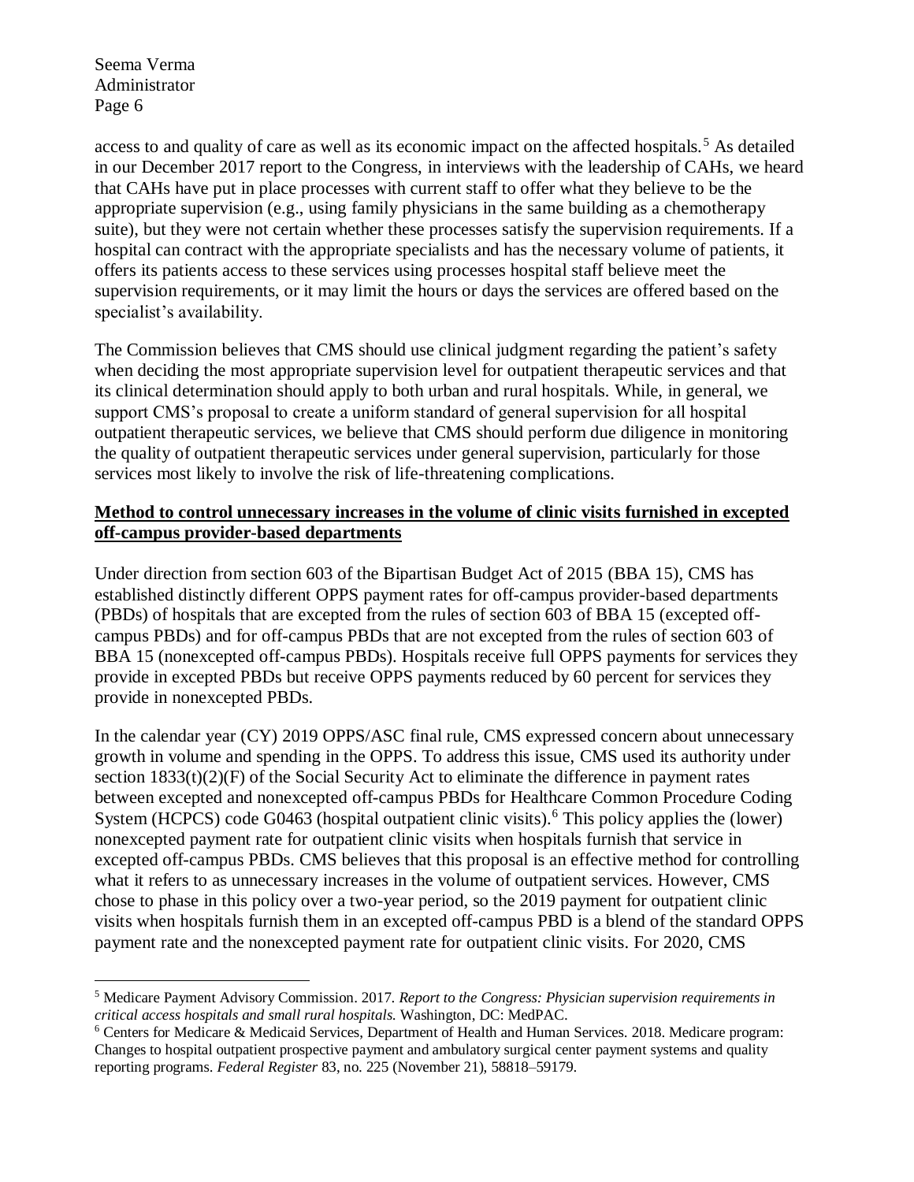access to and quality of care as well as its economic impact on the affected hospitals.[5] As detailed in our December 2017 report to the Congress, in interviews with the leadership of CAHs, we heard that CAHs have put in place processes with current staff to offer what they believe to be the appropriate supervision (e.g., using family physicians in the same building as a chemotherapy suite), but they were not certain whether these processes satisfy the supervision requirements. If a hospital can contract with the appropriate specialists and has the necessary volume of patients, it offers its patients access to these services using processes hospital staff believe meet the supervision requirements, or it may limit the hours or days the services are offered based on the specialist's availability.

The Commission believes that CMS should use clinical judgment regarding the patient's safety when deciding the most appropriate supervision level for outpatient therapeutic services and that its clinical determination should apply to both urban and rural hospitals. While, in general, we support CMS's proposal to create a uniform standard of general supervision for all hospital outpatient therapeutic services, we believe that CMS should perform due diligence in monitoring the quality of outpatient therapeutic services under general supervision, particularly for those services most likely to involve the risk of life-threatening complications.

**Method to control unnecessary increases in the volume of clinic visits furnished in excepted off-campus provider-based departments**

Under direction from section 603 of the Bipartisan Budget Act of 2015 (BBA 15), CMS has established distinctly different OPPS payment rates for off-campus provider-based departments (PBDs) of hospitals that are excepted from the rules of section 603 of BBA 15 (excepted off-campus PBDs) and for off-campus PBDs that are not excepted from the rules of section 603 of BBA 15 (nonexcepted off-campus PBDs). Hospitals receive full OPPS payments for services they provide in excepted PBDs but receive OPPS payments reduced by 60 percent for services they provide in nonexcepted PBDs.

In the calendar year (CY) 2019 OPPS/ASC final rule, CMS expressed concern about unnecessary growth in volume and spending in the OPPS. To address this issue, CMS used its authority under section 1833(t)(2)(F) of the Social Security Act to eliminate the difference in payment rates between excepted and nonexcepted off-campus PBDs for Healthcare Common Procedure Coding System (HCPCS) code G0463 (hospital outpatient clinic visits).[6] This policy applies the (lower) nonexcepted payment rate for outpatient clinic visits when hospitals furnish that service in excepted off-campus PBDs. CMS believes that this proposal is an effective method for controlling what it refers to as unnecessary increases in the volume of outpatient services. However, CMS chose to phase in this policy over a two-year period, so the 2019 payment for outpatient clinic visits when hospitals furnish them in an excepted off-campus PBD is a blend of the standard OPPS payment rate and the nonexcepted payment rate for outpatient clinic visits. For 2020, CMS

---

[5] Medicare Payment Advisory Commission. 2017. *Report to the Congress: Physician supervision requirements in critical access hospitals and small rural hospitals.* Washington, DC: MedPAC.

[6] Centers for Medicare & Medicaid Services, Department of Health and Human Services. 2018. Medicare program: Changes to hospital outpatient prospective payment and ambulatory surgical center payment systems and quality reporting programs. *Federal Register* 83, no. 225 (November 21), 58818–59179.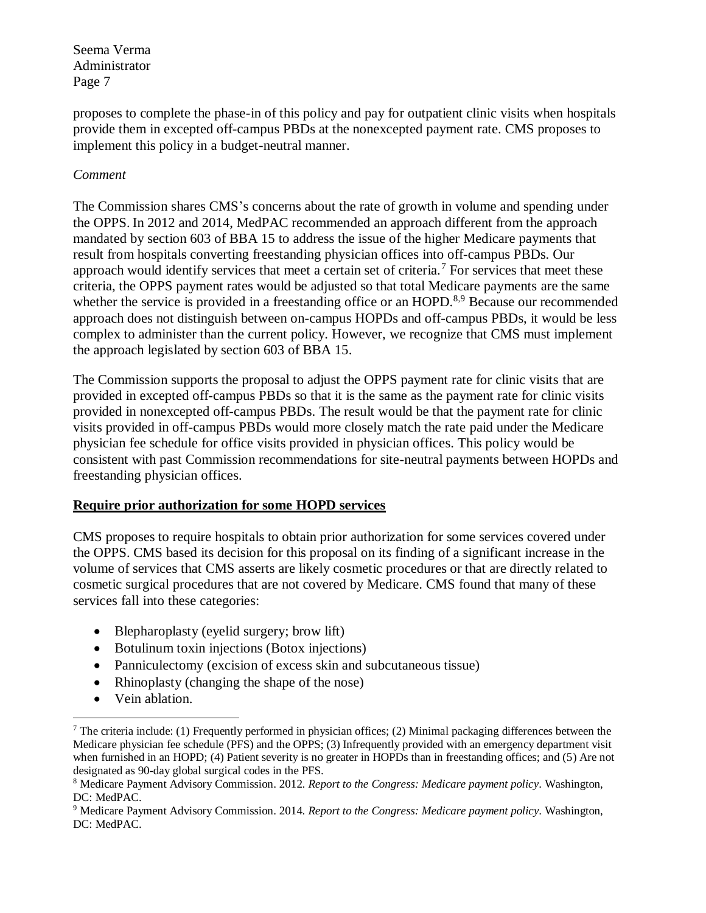proposes to complete the phase-in of this policy and pay for outpatient clinic visits when hospitals provide them in excepted off-campus PBDs at the nonexcepted payment rate. CMS proposes to implement this policy in a budget-neutral manner.

*Comment*

The Commission shares CMS's concerns about the rate of growth in volume and spending under the OPPS. In 2012 and 2014, MedPAC recommended an approach different from the approach mandated by section 603 of BBA 15 to address the issue of the higher Medicare payments that result from hospitals converting freestanding physician offices into off-campus PBDs. Our approach would identify services that meet a certain set of criteria.[7] For services that meet these criteria, the OPPS payment rates would be adjusted so that total Medicare payments are the same whether the service is provided in a freestanding office or an HOPD.[8,9] Because our recommended approach does not distinguish between on-campus HOPDs and off-campus PBDs, it would be less complex to administer than the current policy. However, we recognize that CMS must implement the approach legislated by section 603 of BBA 15.

The Commission supports the proposal to adjust the OPPS payment rate for clinic visits that are provided in excepted off-campus PBDs so that it is the same as the payment rate for clinic visits provided in nonexcepted off-campus PBDs. The result would be that the payment rate for clinic visits provided in off-campus PBDs would more closely match the rate paid under the Medicare physician fee schedule for office visits provided in physician offices. This policy would be consistent with past Commission recommendations for site-neutral payments between HOPDs and freestanding physician offices.

## Require prior authorization for some HOPD services

CMS proposes to require hospitals to obtain prior authorization for some services covered under the OPPS. CMS based its decision for this proposal on its finding of a significant increase in the volume of services that CMS asserts are likely cosmetic procedures or that are directly related to cosmetic surgical procedures that are not covered by Medicare. CMS found that many of these services fall into these categories:

- Blepharoplasty (eyelid surgery; brow lift)
- Botulinum toxin injections (Botox injections)
- Panniculectomy (excision of excess skin and subcutaneous tissue)
- Rhinoplasty (changing the shape of the nose)
- Vein ablation.

---

[7] The criteria include: (1) Frequently performed in physician offices; (2) Minimal packaging differences between the Medicare physician fee schedule (PFS) and the OPPS; (3) Infrequently provided with an emergency department visit when furnished in an HOPD; (4) Patient severity is no greater in HOPDs than in freestanding offices; and (5) Are not designated as 90-day global surgical codes in the PFS.

[8] Medicare Payment Advisory Commission. 2012. *Report to the Congress: Medicare payment policy*. Washington, DC: MedPAC.

[9] Medicare Payment Advisory Commission. 2014. *Report to the Congress: Medicare payment policy*. Washington, DC: MedPAC.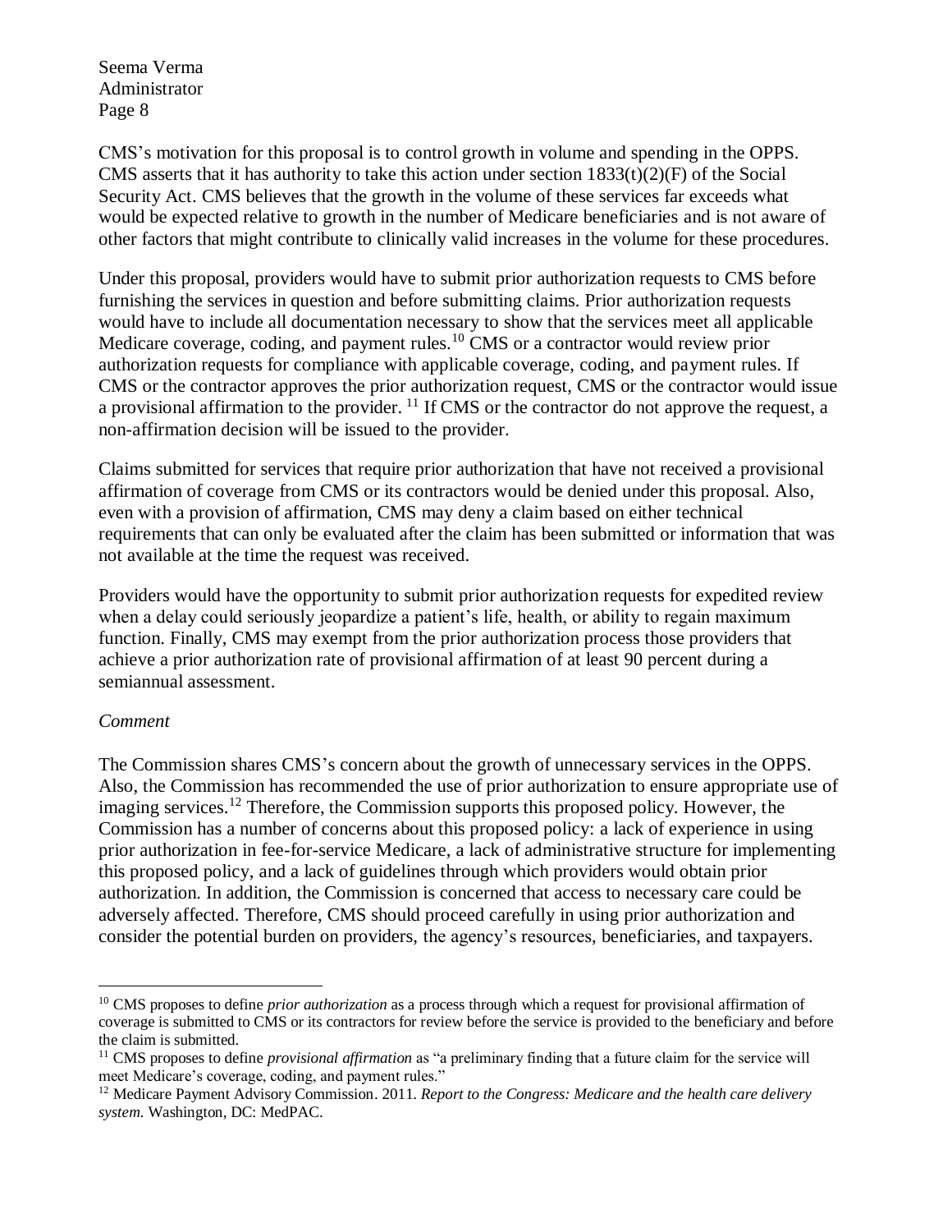CMS's motivation for this proposal is to control growth in volume and spending in the OPPS. CMS asserts that it has authority to take this action under section 1833(t)(2)(F) of the Social Security Act. CMS believes that the growth in the volume of these services far exceeds what would be expected relative to growth in the number of Medicare beneficiaries and is not aware of other factors that might contribute to clinically valid increases in the volume for these procedures.

Under this proposal, providers would have to submit prior authorization requests to CMS before furnishing the services in question and before submitting claims. Prior authorization requests would have to include all documentation necessary to show that the services meet all applicable Medicare coverage, coding, and payment rules.[10] CMS or a contractor would review prior authorization requests for compliance with applicable coverage, coding, and payment rules. If CMS or the contractor approves the prior authorization request, CMS or the contractor would issue a provisional affirmation to the provider. [11] If CMS or the contractor do not approve the request, a non-affirmation decision will be issued to the provider.

Claims submitted for services that require prior authorization that have not received a provisional affirmation of coverage from CMS or its contractors would be denied under this proposal. Also, even with a provision of affirmation, CMS may deny a claim based on either technical requirements that can only be evaluated after the claim has been submitted or information that was not available at the time the request was received.

Providers would have the opportunity to submit prior authorization requests for expedited review when a delay could seriously jeopardize a patient's life, health, or ability to regain maximum function. Finally, CMS may exempt from the prior authorization process those providers that achieve a prior authorization rate of provisional affirmation of at least 90 percent during a semiannual assessment.

*Comment*

The Commission shares CMS's concern about the growth of unnecessary services in the OPPS. Also, the Commission has recommended the use of prior authorization to ensure appropriate use of imaging services.[12] Therefore, the Commission supports this proposed policy. However, the Commission has a number of concerns about this proposed policy: a lack of experience in using prior authorization in fee-for-service Medicare, a lack of administrative structure for implementing this proposed policy, and a lack of guidelines through which providers would obtain prior authorization. In addition, the Commission is concerned that access to necessary care could be adversely affected. Therefore, CMS should proceed carefully in using prior authorization and consider the potential burden on providers, the agency's resources, beneficiaries, and taxpayers.

---

[10] CMS proposes to define *prior authorization* as a process through which a request for provisional affirmation of coverage is submitted to CMS or its contractors for review before the service is provided to the beneficiary and before the claim is submitted.

[11] CMS proposes to define *provisional affirmation* as "a preliminary finding that a future claim for the service will meet Medicare's coverage, coding, and payment rules."

[12] Medicare Payment Advisory Commission. 2011. *Report to the Congress: Medicare and the health care delivery system.* Washington, DC: MedPAC.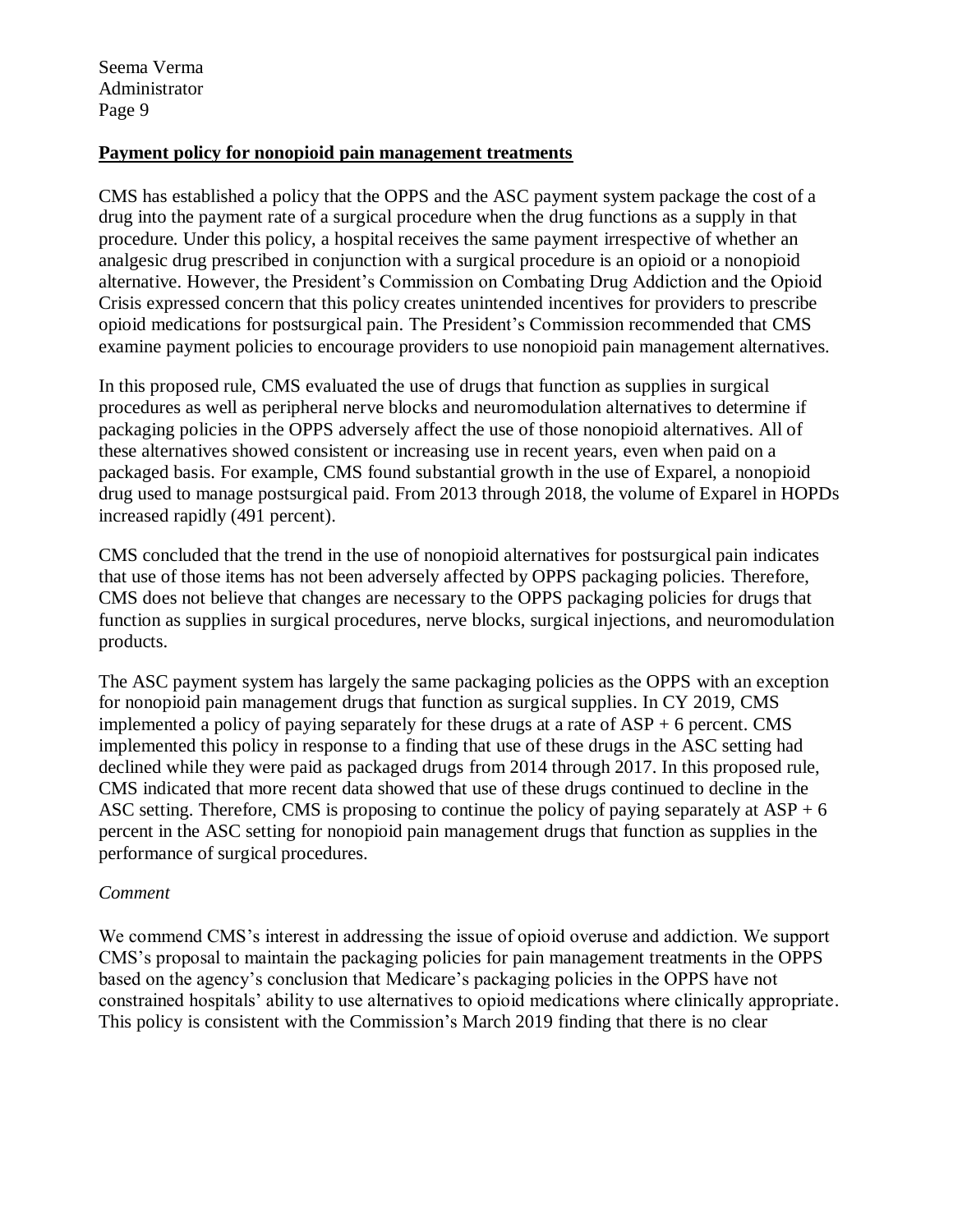**Payment policy for nonopioid pain management treatments**

CMS has established a policy that the OPPS and the ASC payment system package the cost of a drug into the payment rate of a surgical procedure when the drug functions as a supply in that procedure. Under this policy, a hospital receives the same payment irrespective of whether an analgesic drug prescribed in conjunction with a surgical procedure is an opioid or a nonopioid alternative. However, the President's Commission on Combating Drug Addiction and the Opioid Crisis expressed concern that this policy creates unintended incentives for providers to prescribe opioid medications for postsurgical pain. The President's Commission recommended that CMS examine payment policies to encourage providers to use nonopioid pain management alternatives.

In this proposed rule, CMS evaluated the use of drugs that function as supplies in surgical procedures as well as peripheral nerve blocks and neuromodulation alternatives to determine if packaging policies in the OPPS adversely affect the use of those nonopioid alternatives. All of these alternatives showed consistent or increasing use in recent years, even when paid on a packaged basis. For example, CMS found substantial growth in the use of Exparel, a nonopioid drug used to manage postsurgical paid. From 2013 through 2018, the volume of Exparel in HOPDs increased rapidly (491 percent).

CMS concluded that the trend in the use of nonopioid alternatives for postsurgical pain indicates that use of those items has not been adversely affected by OPPS packaging policies. Therefore, CMS does not believe that changes are necessary to the OPPS packaging policies for drugs that function as supplies in surgical procedures, nerve blocks, surgical injections, and neuromodulation products.

The ASC payment system has largely the same packaging policies as the OPPS with an exception for nonopioid pain management drugs that function as surgical supplies. In CY 2019, CMS implemented a policy of paying separately for these drugs at a rate of ASP + 6 percent. CMS implemented this policy in response to a finding that use of these drugs in the ASC setting had declined while they were paid as packaged drugs from 2014 through 2017. In this proposed rule, CMS indicated that more recent data showed that use of these drugs continued to decline in the ASC setting. Therefore, CMS is proposing to continue the policy of paying separately at ASP + 6 percent in the ASC setting for nonopioid pain management drugs that function as supplies in the performance of surgical procedures.

*Comment*

We commend CMS's interest in addressing the issue of opioid overuse and addiction. We support CMS's proposal to maintain the packaging policies for pain management treatments in the OPPS based on the agency's conclusion that Medicare's packaging policies in the OPPS have not constrained hospitals' ability to use alternatives to opioid medications where clinically appropriate. This policy is consistent with the Commission's March 2019 finding that there is no clear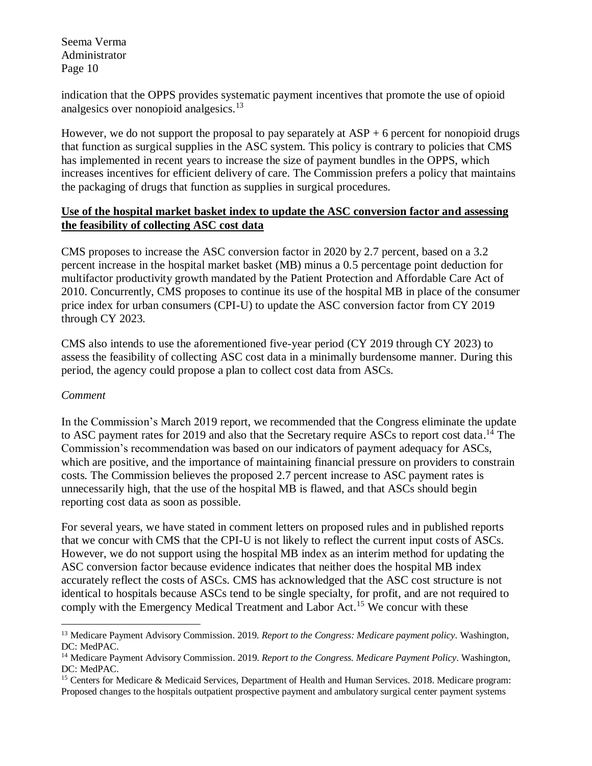indication that the OPPS provides systematic payment incentives that promote the use of opioid analgesics over nonopioid analgesics.[13]

However, we do not support the proposal to pay separately at ASP + 6 percent for nonopioid drugs that function as surgical supplies in the ASC system. This policy is contrary to policies that CMS has implemented in recent years to increase the size of payment bundles in the OPPS, which increases incentives for efficient delivery of care. The Commission prefers a policy that maintains the packaging of drugs that function as supplies in surgical procedures.

**Use of the hospital market basket index to update the ASC conversion factor and assessing the feasibility of collecting ASC cost data**

CMS proposes to increase the ASC conversion factor in 2020 by 2.7 percent, based on a 3.2 percent increase in the hospital market basket (MB) minus a 0.5 percentage point deduction for multifactor productivity growth mandated by the Patient Protection and Affordable Care Act of 2010. Concurrently, CMS proposes to continue its use of the hospital MB in place of the consumer price index for urban consumers (CPI-U) to update the ASC conversion factor from CY 2019 through CY 2023.

CMS also intends to use the aforementioned five-year period (CY 2019 through CY 2023) to assess the feasibility of collecting ASC cost data in a minimally burdensome manner. During this period, the agency could propose a plan to collect cost data from ASCs.

*Comment*

In the Commission's March 2019 report, we recommended that the Congress eliminate the update to ASC payment rates for 2019 and also that the Secretary require ASCs to report cost data.[14] The Commission's recommendation was based on our indicators of payment adequacy for ASCs, which are positive, and the importance of maintaining financial pressure on providers to constrain costs. The Commission believes the proposed 2.7 percent increase to ASC payment rates is unnecessarily high, that the use of the hospital MB is flawed, and that ASCs should begin reporting cost data as soon as possible.

For several years, we have stated in comment letters on proposed rules and in published reports that we concur with CMS that the CPI-U is not likely to reflect the current input costs of ASCs. However, we do not support using the hospital MB index as an interim method for updating the ASC conversion factor because evidence indicates that neither does the hospital MB index accurately reflect the costs of ASCs. CMS has acknowledged that the ASC cost structure is not identical to hospitals because ASCs tend to be single specialty, for profit, and are not required to comply with the Emergency Medical Treatment and Labor Act.[15] We concur with these

---

[13] Medicare Payment Advisory Commission. 2019. *Report to the Congress: Medicare payment policy*. Washington, DC: MedPAC.

[14] Medicare Payment Advisory Commission. 2019. *Report to the Congress. Medicare Payment Policy*. Washington, DC: MedPAC.

[15] Centers for Medicare & Medicaid Services, Department of Health and Human Services. 2018. Medicare program: Proposed changes to the hospitals outpatient prospective payment and ambulatory surgical center payment systems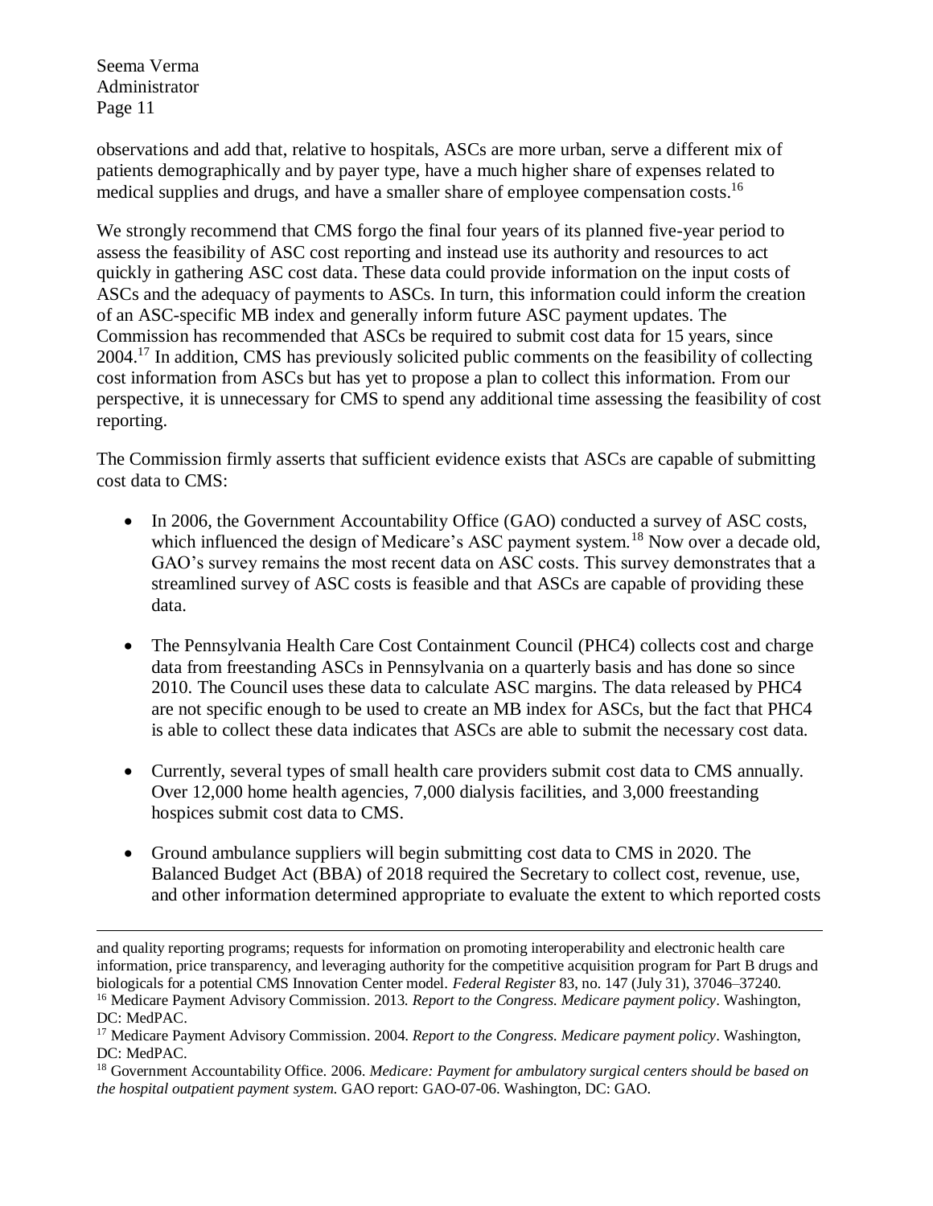observations and add that, relative to hospitals, ASCs are more urban, serve a different mix of patients demographically and by payer type, have a much higher share of expenses related to medical supplies and drugs, and have a smaller share of employee compensation costs.[16]

We strongly recommend that CMS forgo the final four years of its planned five-year period to assess the feasibility of ASC cost reporting and instead use its authority and resources to act quickly in gathering ASC cost data. These data could provide information on the input costs of ASCs and the adequacy of payments to ASCs. In turn, this information could inform the creation of an ASC-specific MB index and generally inform future ASC payment updates. The Commission has recommended that ASCs be required to submit cost data for 15 years, since 2004.[17] In addition, CMS has previously solicited public comments on the feasibility of collecting cost information from ASCs but has yet to propose a plan to collect this information. From our perspective, it is unnecessary for CMS to spend any additional time assessing the feasibility of cost reporting.

The Commission firmly asserts that sufficient evidence exists that ASCs are capable of submitting cost data to CMS:

- In 2006, the Government Accountability Office (GAO) conducted a survey of ASC costs, which influenced the design of Medicare's ASC payment system.[18] Now over a decade old, GAO's survey remains the most recent data on ASC costs. This survey demonstrates that a streamlined survey of ASC costs is feasible and that ASCs are capable of providing these data.

- The Pennsylvania Health Care Cost Containment Council (PHC4) collects cost and charge data from freestanding ASCs in Pennsylvania on a quarterly basis and has done so since 2010. The Council uses these data to calculate ASC margins. The data released by PHC4 are not specific enough to be used to create an MB index for ASCs, but the fact that PHC4 is able to collect these data indicates that ASCs are able to submit the necessary cost data.

- Currently, several types of small health care providers submit cost data to CMS annually. Over 12,000 home health agencies, 7,000 dialysis facilities, and 3,000 freestanding hospices submit cost data to CMS.

- Ground ambulance suppliers will begin submitting cost data to CMS in 2020. The Balanced Budget Act (BBA) of 2018 required the Secretary to collect cost, revenue, use, and other information determined appropriate to evaluate the extent to which reported costs

---

and quality reporting programs; requests for information on promoting interoperability and electronic health care information, price transparency, and leveraging authority for the competitive acquisition program for Part B drugs and biologicals for a potential CMS Innovation Center model. *Federal Register* 83, no. 147 (July 31), 37046–37240.

[16] Medicare Payment Advisory Commission. 2013. *Report to the Congress. Medicare payment policy*. Washington, DC: MedPAC.

[17] Medicare Payment Advisory Commission. 2004. *Report to the Congress. Medicare payment policy*. Washington, DC: MedPAC.

[18] Government Accountability Office. 2006. *Medicare: Payment for ambulatory surgical centers should be based on the hospital outpatient payment system.* GAO report: GAO-07-06. Washington, DC: GAO.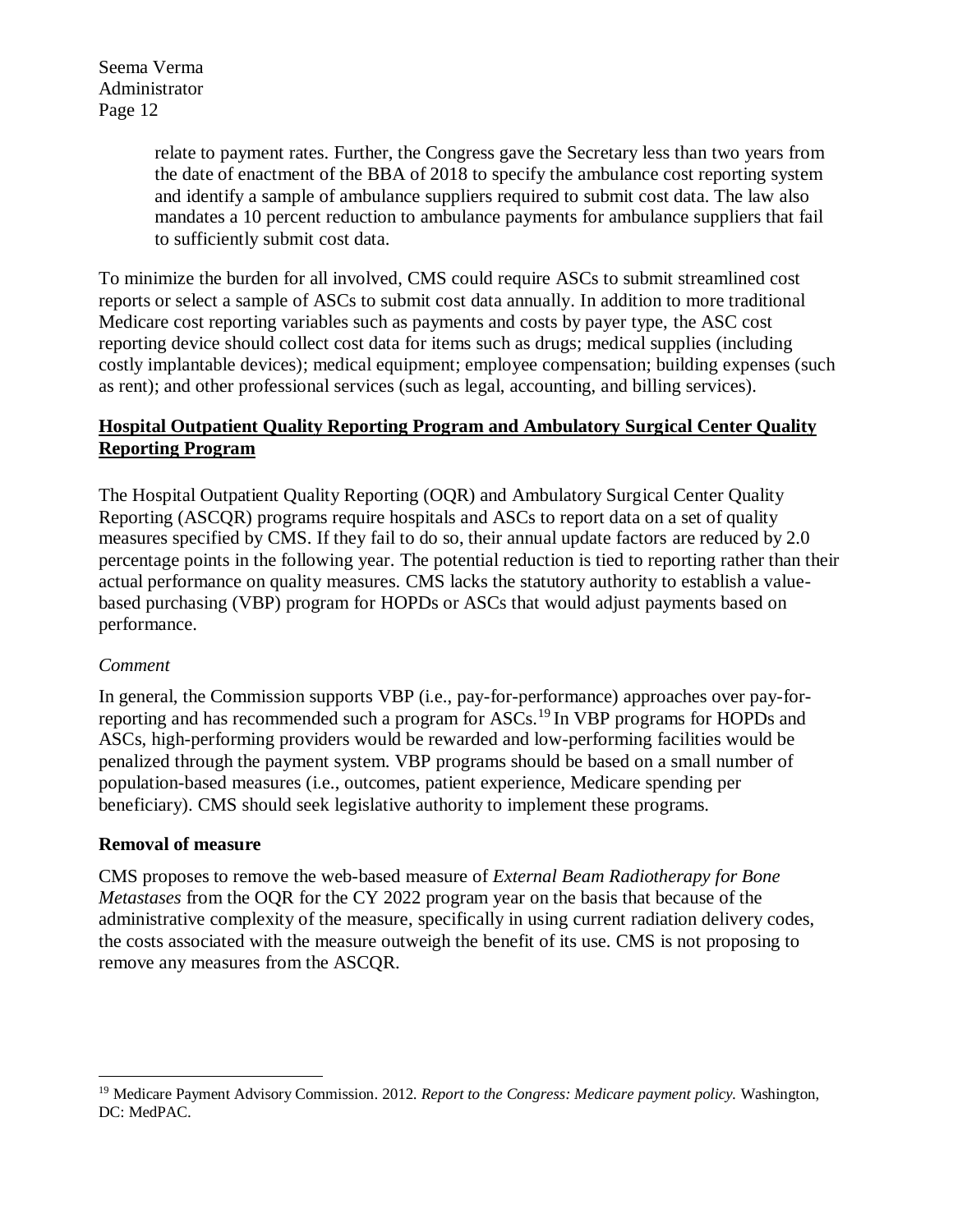> relate to payment rates. Further, the Congress gave the Secretary less than two years from the date of enactment of the BBA of 2018 to specify the ambulance cost reporting system and identify a sample of ambulance suppliers required to submit cost data. The law also mandates a 10 percent reduction to ambulance payments for ambulance suppliers that fail to sufficiently submit cost data.

To minimize the burden for all involved, CMS could require ASCs to submit streamlined cost reports or select a sample of ASCs to submit cost data annually. In addition to more traditional Medicare cost reporting variables such as payments and costs by payer type, the ASC cost reporting device should collect cost data for items such as drugs; medical supplies (including costly implantable devices); medical equipment; employee compensation; building expenses (such as rent); and other professional services (such as legal, accounting, and billing services).

## Hospital Outpatient Quality Reporting Program and Ambulatory Surgical Center Quality Reporting Program

The Hospital Outpatient Quality Reporting (OQR) and Ambulatory Surgical Center Quality Reporting (ASCQR) programs require hospitals and ASCs to report data on a set of quality measures specified by CMS. If they fail to do so, their annual update factors are reduced by 2.0 percentage points in the following year. The potential reduction is tied to reporting rather than their actual performance on quality measures. CMS lacks the statutory authority to establish a value-based purchasing (VBP) program for HOPDs or ASCs that would adjust payments based on performance.

*Comment*

In general, the Commission supports VBP (i.e., pay-for-performance) approaches over pay-for-reporting and has recommended such a program for ASCs.[19] In VBP programs for HOPDs and ASCs, high-performing providers would be rewarded and low-performing facilities would be penalized through the payment system. VBP programs should be based on a small number of population-based measures (i.e., outcomes, patient experience, Medicare spending per beneficiary). CMS should seek legislative authority to implement these programs.

### Removal of measure

CMS proposes to remove the web-based measure of *External Beam Radiotherapy for Bone Metastases* from the OQR for the CY 2022 program year on the basis that because of the administrative complexity of the measure, specifically in using current radiation delivery codes, the costs associated with the measure outweigh the benefit of its use. CMS is not proposing to remove any measures from the ASCQR.

---

[19] Medicare Payment Advisory Commission. 2012. *Report to the Congress: Medicare payment policy.* Washington, DC: MedPAC.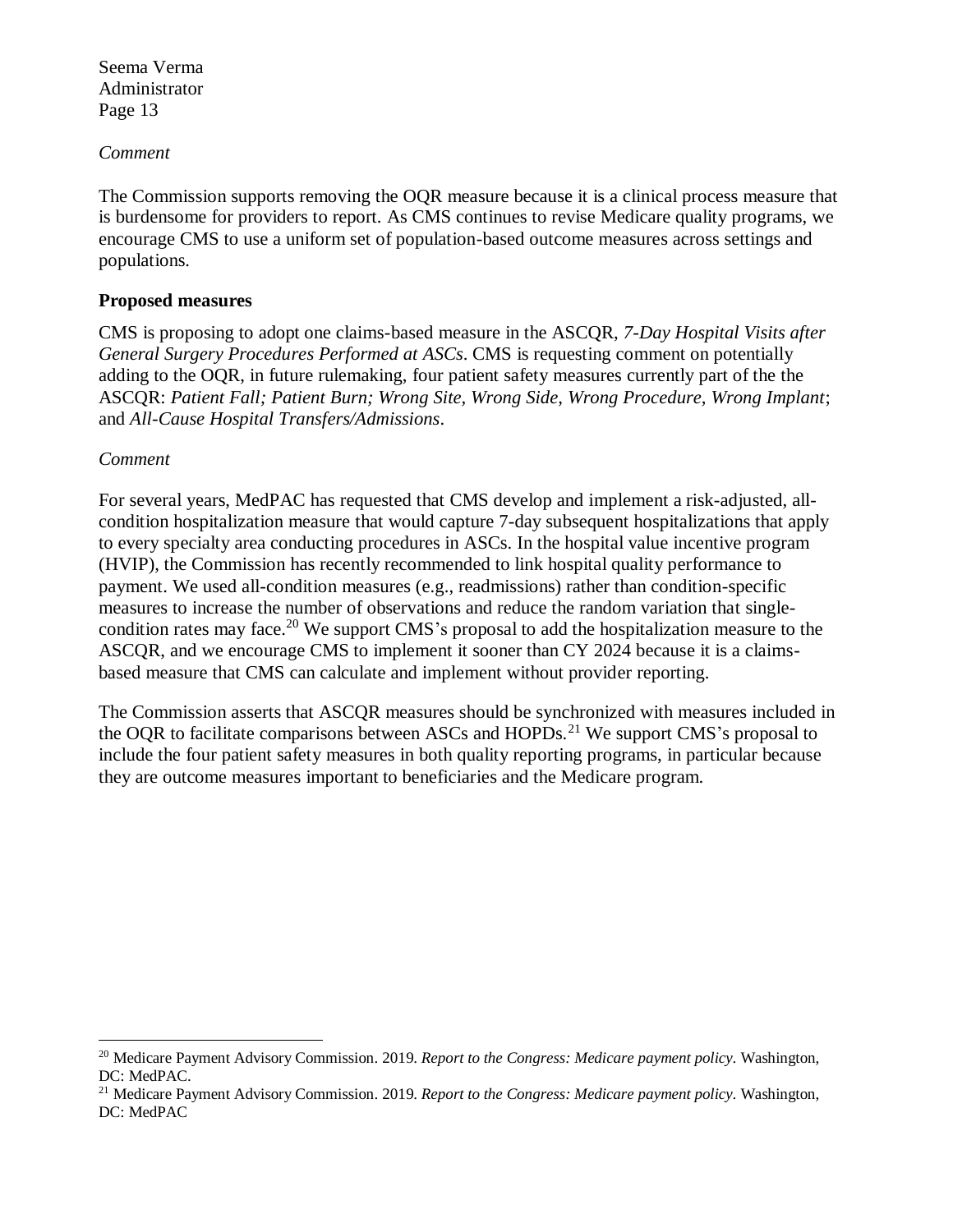*Comment*

The Commission supports removing the OQR measure because it is a clinical process measure that is burdensome for providers to report. As CMS continues to revise Medicare quality programs, we encourage CMS to use a uniform set of population-based outcome measures across settings and populations.

**Proposed measures**

CMS is proposing to adopt one claims-based measure in the ASCQR, *7-Day Hospital Visits after General Surgery Procedures Performed at ASCs*. CMS is requesting comment on potentially adding to the OQR, in future rulemaking, four patient safety measures currently part of the the ASCQR: *Patient Fall; Patient Burn; Wrong Site, Wrong Side, Wrong Procedure, Wrong Implant*; and *All-Cause Hospital Transfers/Admissions*.

*Comment*

For several years, MedPAC has requested that CMS develop and implement a risk-adjusted, all-condition hospitalization measure that would capture 7-day subsequent hospitalizations that apply to every specialty area conducting procedures in ASCs. In the hospital value incentive program (HVIP), the Commission has recently recommended to link hospital quality performance to payment. We used all-condition measures (e.g., readmissions) rather than condition-specific measures to increase the number of observations and reduce the random variation that single-condition rates may face.[20] We support CMS's proposal to add the hospitalization measure to the ASCQR, and we encourage CMS to implement it sooner than CY 2024 because it is a claims-based measure that CMS can calculate and implement without provider reporting.

The Commission asserts that ASCQR measures should be synchronized with measures included in the OQR to facilitate comparisons between ASCs and HOPDs.[21] We support CMS's proposal to include the four patient safety measures in both quality reporting programs, in particular because they are outcome measures important to beneficiaries and the Medicare program.

---

[20] Medicare Payment Advisory Commission. 2019. *Report to the Congress: Medicare payment policy*. Washington, DC: MedPAC.

[21] Medicare Payment Advisory Commission. 2019. *Report to the Congress: Medicare payment policy*. Washington, DC: MedPAC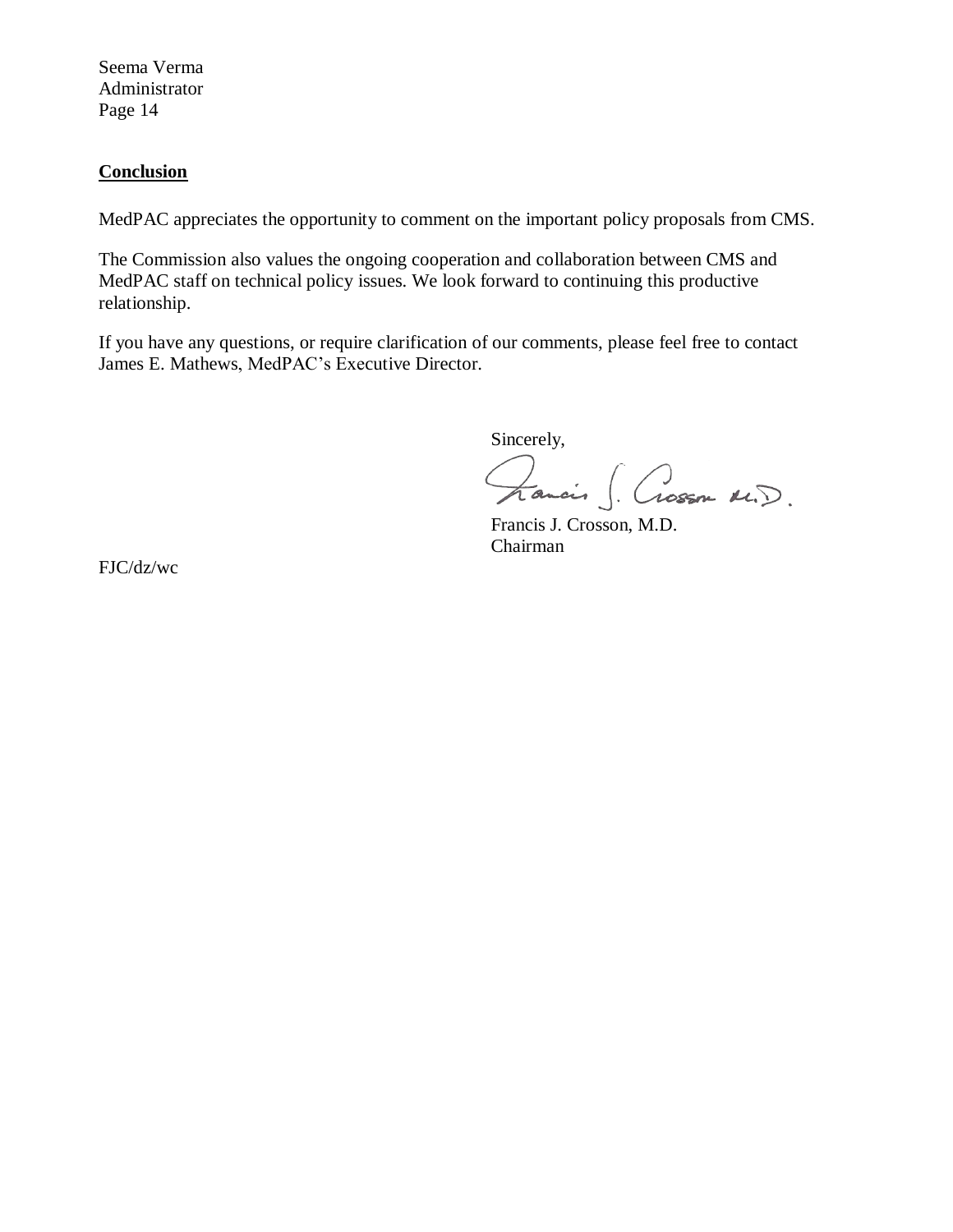## Conclusion

MedPAC appreciates the opportunity to comment on the important policy proposals from CMS.

The Commission also values the ongoing cooperation and collaboration between CMS and MedPAC staff on technical policy issues. We look forward to continuing this productive relationship.

If you have any questions, or require clarification of our comments, please feel free to contact James E. Mathews, MedPAC's Executive Director.

Sincerely,

Francis J. Crosson, M.D.
Chairman

FJC/dz/wc